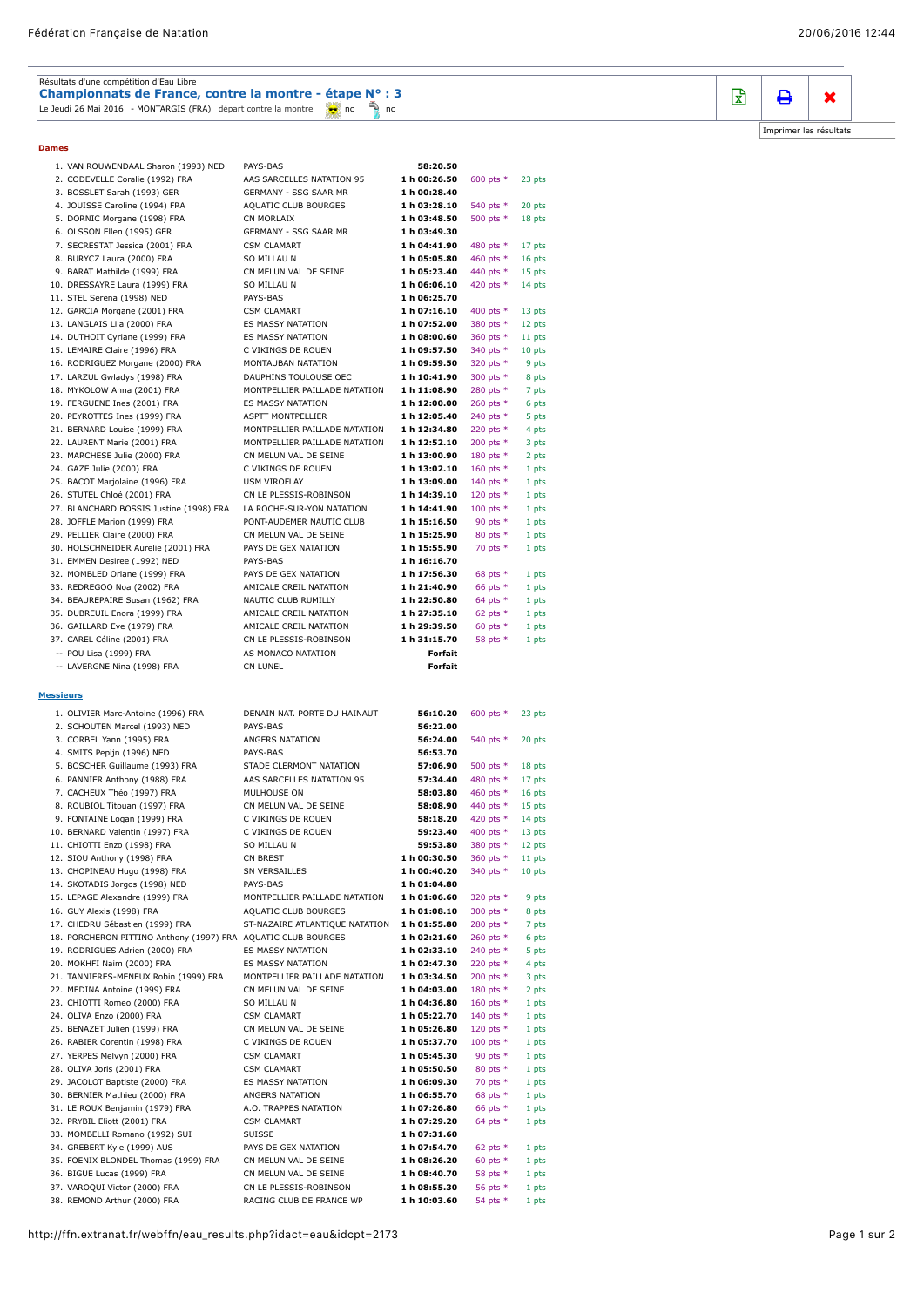Résultats d'une compétition d'Eau Libre

## Championnats de France, contre la montre - étape N° : 3

Le Jeudi 26 Mai 2016 - MONTARGIS (FRA) départ contre la montre nc nc

Imprimer les résultats

### Dames

| Rang | Nom | Club | Temps | Points | Pts |
|---|---|---|---|---|---|
| 1. | VAN ROUWENDAAL Sharon (1993) NED | PAYS-BAS | 58:20.50 | | |
| 2. | CODEVELLE Coralie (1992) FRA | AAS SARCELLES NATATION 95 | 1 h 00:26.50 | 600 pts * | 23 pts |
| 3. | BOSSLET Sarah (1993) GER | GERMANY - SSG SAAR MR | 1 h 00:28.40 | | |
| 4. | JOUISSE Caroline (1994) FRA | AQUATIC CLUB BOURGES | 1 h 03:28.10 | 540 pts * | 20 pts |
| 5. | DORNIC Morgane (1998) FRA | CN MORLAIX | 1 h 03:48.50 | 500 pts * | 18 pts |
| 6. | OLSSON Ellen (1995) GER | GERMANY - SSG SAAR MR | 1 h 03:49.30 | | |
| 7. | SECRESTAT Jessica (2001) FRA | CSM CLAMART | 1 h 04:41.90 | 480 pts * | 17 pts |
| 8. | BURYCZ Laura (2000) FRA | SO MILLAU N | 1 h 05:05.80 | 460 pts * | 16 pts |
| 9. | BARAT Mathilde (1999) FRA | CN MELUN VAL DE SEINE | 1 h 05:23.40 | 440 pts * | 15 pts |
| 10. | DRESSAYRE Laura (1999) FRA | SO MILLAU N | 1 h 06:06.10 | 420 pts * | 14 pts |
| 11. | STEL Serena (1998) NED | PAYS-BAS | 1 h 06:25.70 | | |
| 12. | GARCIA Morgane (2001) FRA | CSM CLAMART | 1 h 07:16.10 | 400 pts * | 13 pts |
| 13. | LANGLAIS Lila (2000) FRA | ES MASSY NATATION | 1 h 07:52.00 | 380 pts * | 12 pts |
| 14. | DUTHOIT Cyriane (1999) FRA | ES MASSY NATATION | 1 h 08:00.60 | 360 pts * | 11 pts |
| 15. | LEMAIRE Claire (1996) FRA | C VIKINGS DE ROUEN | 1 h 09:57.50 | 340 pts * | 10 pts |
| 16. | RODRIGUEZ Morgane (2000) FRA | MONTAUBAN NATATION | 1 h 09:59.50 | 320 pts * | 9 pts |
| 17. | LARZUL Gwladys (1998) FRA | DAUPHINS TOULOUSE OEC | 1 h 10:41.90 | 300 pts * | 8 pts |
| 18. | MYKOLOW Anna (2001) FRA | MONTPELLIER PAILLADE NATATION | 1 h 11:08.90 | 280 pts * | 7 pts |
| 19. | FERGUENE Ines (2001) FRA | ES MASSY NATATION | 1 h 12:00.00 | 260 pts * | 6 pts |
| 20. | PEYROTTES Ines (1999) FRA | ASPTT MONTPELLIER | 1 h 12:05.40 | 240 pts * | 5 pts |
| 21. | BERNARD Louise (1999) FRA | MONTPELLIER PAILLADE NATATION | 1 h 12:34.80 | 220 pts * | 4 pts |
| 22. | LAURENT Marie (2001) FRA | MONTPELLIER PAILLADE NATATION | 1 h 12:52.10 | 200 pts * | 3 pts |
| 23. | MARCHESE Julie (2000) FRA | CN MELUN VAL DE SEINE | 1 h 13:00.90 | 180 pts * | 2 pts |
| 24. | GAZE Julie (2000) FRA | C VIKINGS DE ROUEN | 1 h 13:02.10 | 160 pts * | 1 pts |
| 25. | BACOT Marjolaine (1996) FRA | USM VIROFLAY | 1 h 13:09.00 | 140 pts * | 1 pts |
| 26. | STUTEL Chloé (2001) FRA | CN LE PLESSIS-ROBINSON | 1 h 14:39.10 | 120 pts * | 1 pts |
| 27. | BLANCHARD BOSSIS Justine (1998) FRA | LA ROCHE-SUR-YON NATATION | 1 h 14:41.90 | 100 pts * | 1 pts |
| 28. | JOFFLE Marion (1999) FRA | PONT-AUDEMER NAUTIC CLUB | 1 h 15:16.50 | 90 pts * | 1 pts |
| 29. | PELLIER Claire (2000) FRA | CN MELUN VAL DE SEINE | 1 h 15:25.90 | 80 pts * | 1 pts |
| 30. | HOLSCHNEIDER Aurelie (2001) FRA | PAYS DE GEX NATATION | 1 h 15:55.90 | 70 pts * | 1 pts |
| 31. | EMMEN Desiree (1992) NED | PAYS-BAS | 1 h 16:16.70 | | |
| 32. | MOMBLED Orlane (1999) FRA | PAYS DE GEX NATATION | 1 h 17:56.30 | 68 pts * | 1 pts |
| 33. | REDREGOO Noa (2002) FRA | AMICALE CREIL NATATION | 1 h 21:40.90 | 66 pts * | 1 pts |
| 34. | BEAUREPAIRE Susan (1962) FRA | NAUTIC CLUB RUMILLY | 1 h 22:50.80 | 64 pts * | 1 pts |
| 35. | DUBREUIL Enora (1999) FRA | AMICALE CREIL NATATION | 1 h 27:35.10 | 62 pts * | 1 pts |
| 36. | GAILLARD Eve (1979) FRA | AMICALE CREIL NATATION | 1 h 29:39.50 | 60 pts * | 1 pts |
| 37. | CAREL Céline (2001) FRA | CN LE PLESSIS-ROBINSON | 1 h 31:15.70 | 58 pts * | 1 pts |
| -- | POU Lisa (1999) FRA | AS MONACO NATATION | Forfait | | |
| -- | LAVERGNE Nina (1998) FRA | CN LUNEL | Forfait | | |

### Messieurs

| Rang | Nom | Club | Temps | Points | Pts |
|---|---|---|---|---|---|
| 1. | OLIVIER Marc-Antoine (1996) FRA | DENAIN NAT. PORTE DU HAINAUT | 56:10.20 | 600 pts * | 23 pts |
| 2. | SCHOUTEN Marcel (1993) NED | PAYS-BAS | 56:22.00 | | |
| 3. | CORBEL Yann (1995) FRA | ANGERS NATATION | 56:24.00 | 540 pts * | 20 pts |
| 4. | SMITS Pepijn (1996) NED | PAYS-BAS | 56:53.70 | | |
| 5. | BOSCHER Guillaume (1993) FRA | STADE CLERMONT NATATION | 57:06.90 | 500 pts * | 18 pts |
| 6. | PANNIER Anthony (1988) FRA | AAS SARCELLES NATATION 95 | 57:34.40 | 480 pts * | 17 pts |
| 7. | CACHEUX Théo (1997) FRA | MULHOUSE ON | 58:03.80 | 460 pts * | 16 pts |
| 8. | ROUBIOL Titouan (1997) FRA | CN MELUN VAL DE SEINE | 58:08.90 | 440 pts * | 15 pts |
| 9. | FONTAINE Logan (1999) FRA | C VIKINGS DE ROUEN | 58:18.20 | 420 pts * | 14 pts |
| 10. | BERNARD Valentin (1997) FRA | C VIKINGS DE ROUEN | 59:23.40 | 400 pts * | 13 pts |
| 11. | CHIOTTI Enzo (1998) FRA | SO MILLAU N | 59:53.80 | 380 pts * | 12 pts |
| 12. | SIOU Anthony (1998) FRA | CN BREST | 1 h 00:30.50 | 360 pts * | 11 pts |
| 13. | CHOPINEAU Hugo (1998) FRA | SN VERSAILLES | 1 h 00:40.20 | 340 pts * | 10 pts |
| 14. | SKOTADIS Jorgos (1998) NED | PAYS-BAS | 1 h 01:04.80 | | |
| 15. | LEPAGE Alexandre (1999) FRA | MONTPELLIER PAILLADE NATATION | 1 h 01:06.60 | 320 pts * | 9 pts |
| 16. | GUY Alexis (1998) FRA | AQUATIC CLUB BOURGES | 1 h 01:08.10 | 300 pts * | 8 pts |
| 17. | CHEDRU Sébastien (1999) FRA | ST-NAZAIRE ATLANTIQUE NATATION | 1 h 01:55.80 | 280 pts * | 7 pts |
| 18. | PORCHERON PITTINO Anthony (1997) FRA | AQUATIC CLUB BOURGES | 1 h 02:21.60 | 260 pts * | 6 pts |
| 19. | RODRIGUES Adrien (2000) FRA | ES MASSY NATATION | 1 h 02:33.10 | 240 pts * | 5 pts |
| 20. | MOKHFI Naim (2000) FRA | ES MASSY NATATION | 1 h 02:47.30 | 220 pts * | 4 pts |
| 21. | TANNIERES-MENEUX Robin (1999) FRA | MONTPELLIER PAILLADE NATATION | 1 h 03:34.50 | 200 pts * | 3 pts |
| 22. | MEDINA Antoine (1999) FRA | CN MELUN VAL DE SEINE | 1 h 04:03.00 | 180 pts * | 2 pts |
| 23. | CHIOTTI Romeo (2000) FRA | SO MILLAU N | 1 h 04:36.80 | 160 pts * | 1 pts |
| 24. | OLIVA Enzo (2000) FRA | CSM CLAMART | 1 h 05:22.70 | 140 pts * | 1 pts |
| 25. | BENAZET Julien (1999) FRA | CN MELUN VAL DE SEINE | 1 h 05:26.80 | 120 pts * | 1 pts |
| 26. | RABIER Corentin (1998) FRA | C VIKINGS DE ROUEN | 1 h 05:37.70 | 100 pts * | 1 pts |
| 27. | YERPES Melvyn (2000) FRA | CSM CLAMART | 1 h 05:45.30 | 90 pts * | 1 pts |
| 28. | OLIVA Joris (2001) FRA | CSM CLAMART | 1 h 05:50.50 | 80 pts * | 1 pts |
| 29. | JACOLOT Baptiste (2000) FRA | ES MASSY NATATION | 1 h 06:09.30 | 70 pts * | 1 pts |
| 30. | BERNIER Mathieu (2000) FRA | ANGERS NATATION | 1 h 06:55.70 | 68 pts * | 1 pts |
| 31. | LE ROUX Benjamin (1979) FRA | A.O. TRAPPES NATATION | 1 h 07:26.80 | 66 pts * | 1 pts |
| 32. | PRYBIL Eliott (2001) FRA | CSM CLAMART | 1 h 07:29.20 | 64 pts * | 1 pts |
| 33. | MOMBELLI Romano (1992) SUI | SUISSE | 1 h 07:31.60 | | |
| 34. | GREBERT Kyle (1999) AUS | PAYS DE GEX NATATION | 1 h 07:54.70 | 62 pts * | 1 pts |
| 35. | FOENIX BLONDEL Thomas (1999) FRA | CN MELUN VAL DE SEINE | 1 h 08:26.20 | 60 pts * | 1 pts |
| 36. | BIGUE Lucas (1999) FRA | CN MELUN VAL DE SEINE | 1 h 08:40.70 | 58 pts * | 1 pts |
| 37. | VAROQUI Victor (2000) FRA | CN LE PLESSIS-ROBINSON | 1 h 08:55.30 | 56 pts * | 1 pts |
| 38. | REMOND Arthur (2000) FRA | RACING CLUB DE FRANCE WP | 1 h 10:03.60 | 54 pts * | 1 pts |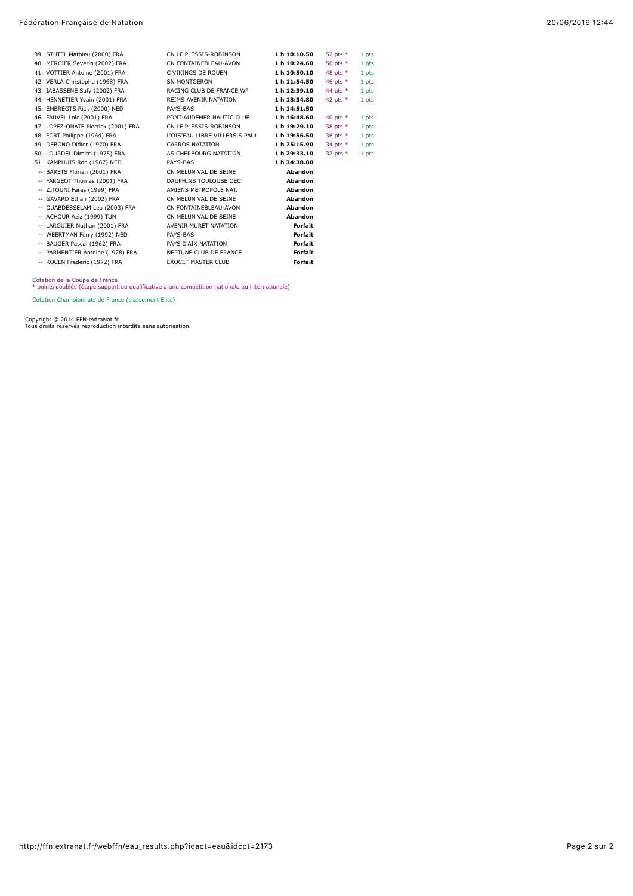| | | | | |
|---|---|---|---|---|
| 39. STUTEL Mathieu (2000) FRA | CN LE PLESSIS-ROBINSON | **1 h 10:10.50** | 52 pts * | 1 pts |
| 40. MERCIER Severin (2002) FRA | CN FONTAINEBLEAU-AVON | **1 h 10:24.60** | 50 pts * | 1 pts |
| 41. VOTTIER Antoine (2001) FRA | C VIKINGS DE ROUEN | **1 h 10:50.10** | 48 pts * | 1 pts |
| 42. VERLA Christophe (1968) FRA | SN MONTGERON | **1 h 11:54.50** | 46 pts * | 1 pts |
| 43. IABASSENE Safy (2002) FRA | RACING CLUB DE FRANCE WP | **1 h 12:39.10** | 44 pts * | 1 pts |
| 44. HENNETIER Yvain (2001) FRA | REIMS AVENIR NATATION | **1 h 13:34.80** | 42 pts * | 1 pts |
| 45. EMBREGTS Rick (2000) NED | PAYS-BAS | **1 h 14:51.50** | | |
| 46. FAUVEL Loïc (2001) FRA | PONT-AUDEMER NAUTIC CLUB | **1 h 16:48.60** | 40 pts * | 1 pts |
| 47. LOPEZ-ONATE Pierrick (2001) FRA | CN LE PLESSIS-ROBINSON | **1 h 19:29.10** | 38 pts * | 1 pts |
| 48. FORT Philippe (1964) FRA | L'OIS'EAU LIBRE VILLERS S.PAUL | **1 h 19:56.50** | 36 pts * | 1 pts |
| 49. DEBONO Didier (1970) FRA | CARROS NATATION | **1 h 25:15.90** | 34 pts * | 1 pts |
| 50. LOURDEL Dimitri (1975) FRA | AS CHERBOURG NATATION | **1 h 29:33.10** | 32 pts * | 1 pts |
| 51. KAMPHUIS Rob (1967) NED | PAYS-BAS | **1 h 34:38.80** | | |
| -- BARETS Florian (2001) FRA | CN MELUN VAL DE SEINE | **Abandon** | | |
| -- FARGEOT Thomas (2001) FRA | DAUPHINS TOULOUSE OEC | **Abandon** | | |
| -- ZITOUNI Fares (1999) FRA | AMIENS METROPOLE NAT. | **Abandon** | | |
| -- GAVARD Ethan (2002) FRA | CN MELUN VAL DE SEINE | **Abandon** | | |
| -- OUABDESSELAM Leo (2003) FRA | CN FONTAINEBLEAU-AVON | **Abandon** | | |
| -- ACHOUR Aziz (1999) TUN | CN MELUN VAL DE SEINE | **Abandon** | | |
| -- LARGUIER Nathan (2001) FRA | AVENIR MURET NATATION | **Forfait** | | |
| -- WEERTMAN Ferry (1992) NED | PAYS-BAS | **Forfait** | | |
| -- BAUGER Pascal (1962) FRA | PAYS D'AIX NATATION | **Forfait** | | |
| -- PARMENTIER Antoine (1978) FRA | NEPTUNE CLUB DE FRANCE | **Forfait** | | |
| -- KOCEN Frederic (1972) FRA | EXOCET MASTER CLUB | **Forfait** | | |

Cotation de la Coupe de France
* points doublés (étape support ou qualificative à une compétition nationale ou internationale)

Cotation Championnats de France (classement Elite)

Copyright © 2014 FFN-extraNat.fr
Tous droits réservés reproduction interdite sans autorisation.